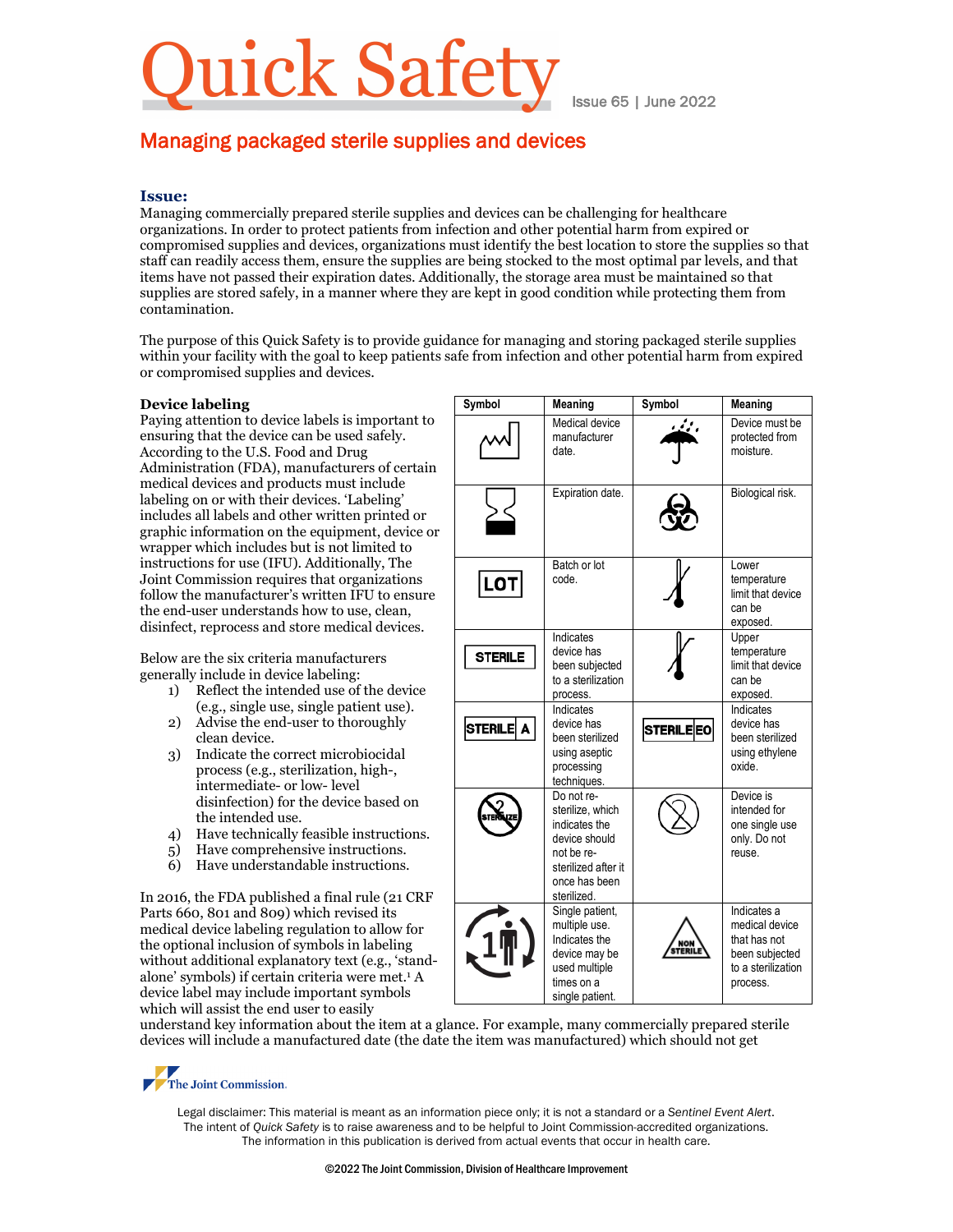# Quick Safety

Issue 65 | June 2022

## Managing packaged sterile supplies and devices

### Issue:

Managing commercially prepared sterile supplies and devices can be challenging for healthcare organizations. In order to protect patients from infection and other potential harm from expired or compromised supplies and devices, organizations must identify the best location to store the supplies so that staff can readily access them, ensure the supplies are being stocked to the most optimal par levels, and that items have not passed their expiration dates. Additionally, the storage area must be maintained so that supplies are stored safely, in a manner where they are kept in good condition while protecting them from contamination.

The purpose of this Quick Safety is to provide guidance for managing and storing packaged sterile supplies within your facility with the goal to keep patients safe from infection and other potential harm from expired or compromised supplies and devices.

### Device labeling

Paying attention to device labels is important to ensuring that the device can be used safely. According to the U.S. Food and Drug Administration (FDA), manufacturers of certain medical devices and products must include labeling on or with their devices. 'Labeling' includes all labels and other written printed or graphic information on the equipment, device or wrapper which includes but is not limited to instructions for use (IFU). Additionally, The Joint Commission requires that organizations follow the manufacturer's written IFU to ensure the end-user understands how to use, clean, disinfect, reprocess and store medical devices.

Below are the six criteria manufacturers generally include in device labeling:

1) Reflect the intended use of the device (e.g., single use, single patient use).
2) Advise the end-user to thoroughly clean device.
3) Indicate the correct microbiocidal process (e.g., sterilization, high-, intermediate- or low- level disinfection) for the device based on the intended use.
4) Have technically feasible instructions.
5) Have comprehensive instructions.
6) Have understandable instructions.

In 2016, the FDA published a final rule (21 CFR Parts 660, 801 and 809) which revised its medical device labeling regulation to allow for the optional inclusion of symbols in labeling without additional explanatory text (e.g., 'stand-alone' symbols) if certain criteria were met.[1] A device label may include important symbols which will assist the end user to easily understand key information about the item at a glance. For example, many commercially prepared sterile devices will include a manufactured date (the date the item was manufactured) which should not get

| Symbol | Meaning | Symbol | Meaning |
|---|---|---|---|
| (factory symbol) | Medical device manufacturer date. | (umbrella with rain) | Device must be protected from moisture. |
| (hourglass) | Expiration date. | (biohazard) | Biological risk. |
| LOT | Batch or lot code. | (thermometer, lower limit) | Lower temperature limit that device can be exposed. |
| STERILE | Indicates device has been subjected to a sterilization process. | (thermometer, upper limit) | Upper temperature limit that device can be exposed. |
| STERILE A | Indicates device has been sterilized using aseptic processing techniques. | STERILE EO | Indicates device has been sterilized using ethylene oxide. |
| (crossed-out STERILIZE) | Do not re-sterilize, which indicates the device should not be re-sterilized after it once has been sterilized. | (crossed-out 2) | Device is intended for one single use only. Do not reuse. |
| (1 with patient and circular arrows) | Single patient, multiple use. Indicates the device may be used multiple times on a single patient. | NON STERILE | Indicates a medical device that has not been subjected to a sterilization process. |

Legal disclaimer: This material is meant as an information piece only; it is not a standard or a *Sentinel Event Alert*. The intent of *Quick Safety* is to raise awareness and to be helpful to Joint Commission-accredited organizations. The information in this publication is derived from actual events that occur in health care.

©2022 The Joint Commission, Division of Healthcare Improvement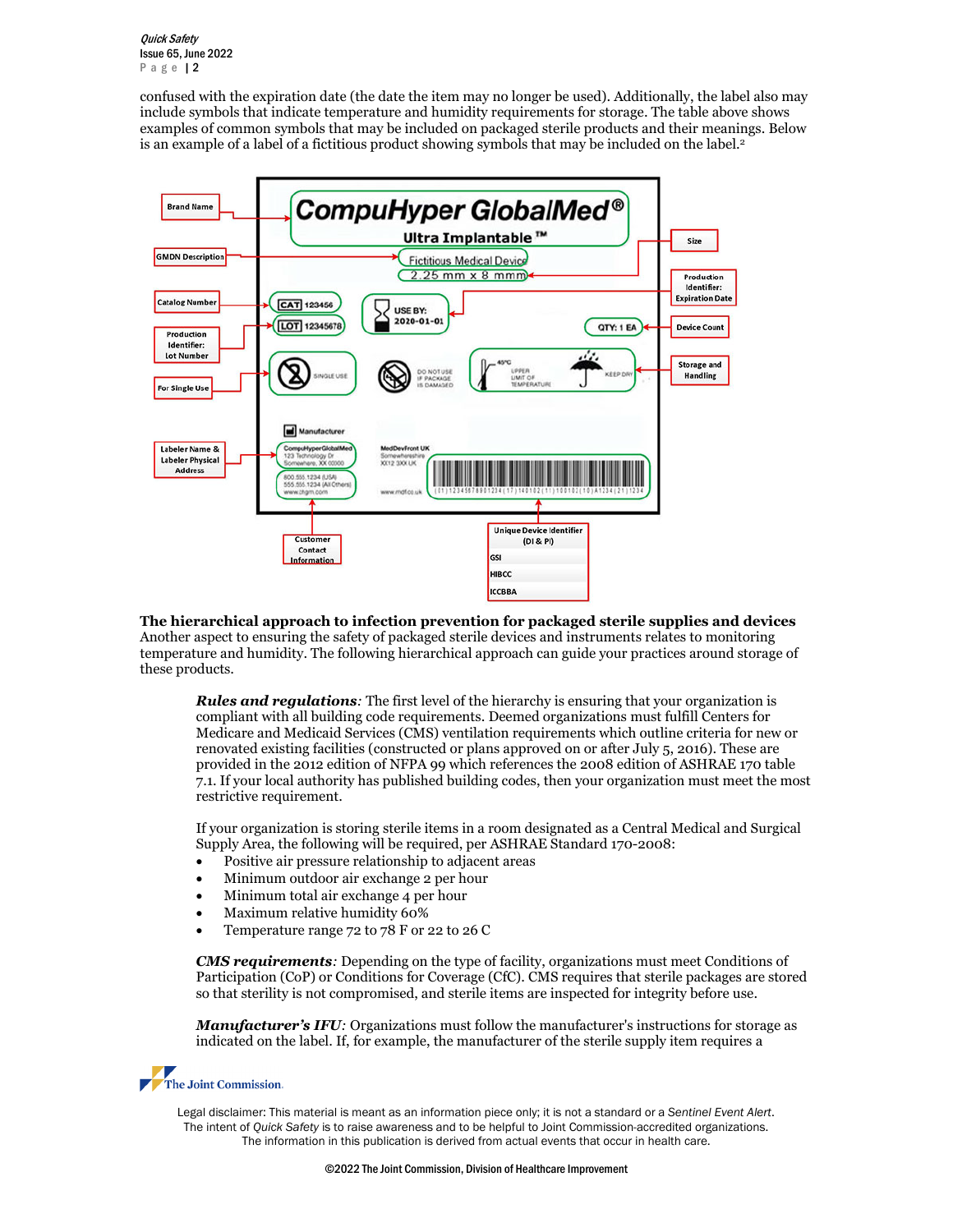confused with the expiration date (the date the item may no longer be used). Additionally, the label also may include symbols that indicate temperature and humidity requirements for storage. The table above shows examples of common symbols that may be included on packaged sterile products and their meanings. Below is an example of a label of a fictitious product showing symbols that may be included on the label.[2]

**The hierarchical approach to infection prevention for packaged sterile supplies and devices**
Another aspect to ensuring the safety of packaged sterile devices and instruments relates to monitoring temperature and humidity. The following hierarchical approach can guide your practices around storage of these products.

***Rules and regulations**:* The first level of the hierarchy is ensuring that your organization is compliant with all building code requirements. Deemed organizations must fulfill Centers for Medicare and Medicaid Services (CMS) ventilation requirements which outline criteria for new or renovated existing facilities (constructed or plans approved on or after July 5, 2016). These are provided in the 2012 edition of NFPA 99 which references the 2008 edition of ASHRAE 170 table 7.1. If your local authority has published building codes, then your organization must meet the most restrictive requirement.

If your organization is storing sterile items in a room designated as a Central Medical and Surgical Supply Area, the following will be required, per ASHRAE Standard 170-2008:

- Positive air pressure relationship to adjacent areas
- Minimum outdoor air exchange 2 per hour
- Minimum total air exchange 4 per hour
- Maximum relative humidity 60%
- Temperature range 72 to 78 F or 22 to 26 C

***CMS requirements**:* Depending on the type of facility, organizations must meet Conditions of Participation (CoP) or Conditions for Coverage (CfC). CMS requires that sterile packages are stored so that sterility is not compromised, and sterile items are inspected for integrity before use.

***Manufacturer's IFU**:* Organizations must follow the manufacturer's instructions for storage as indicated on the label. If, for example, the manufacturer of the sterile supply item requires a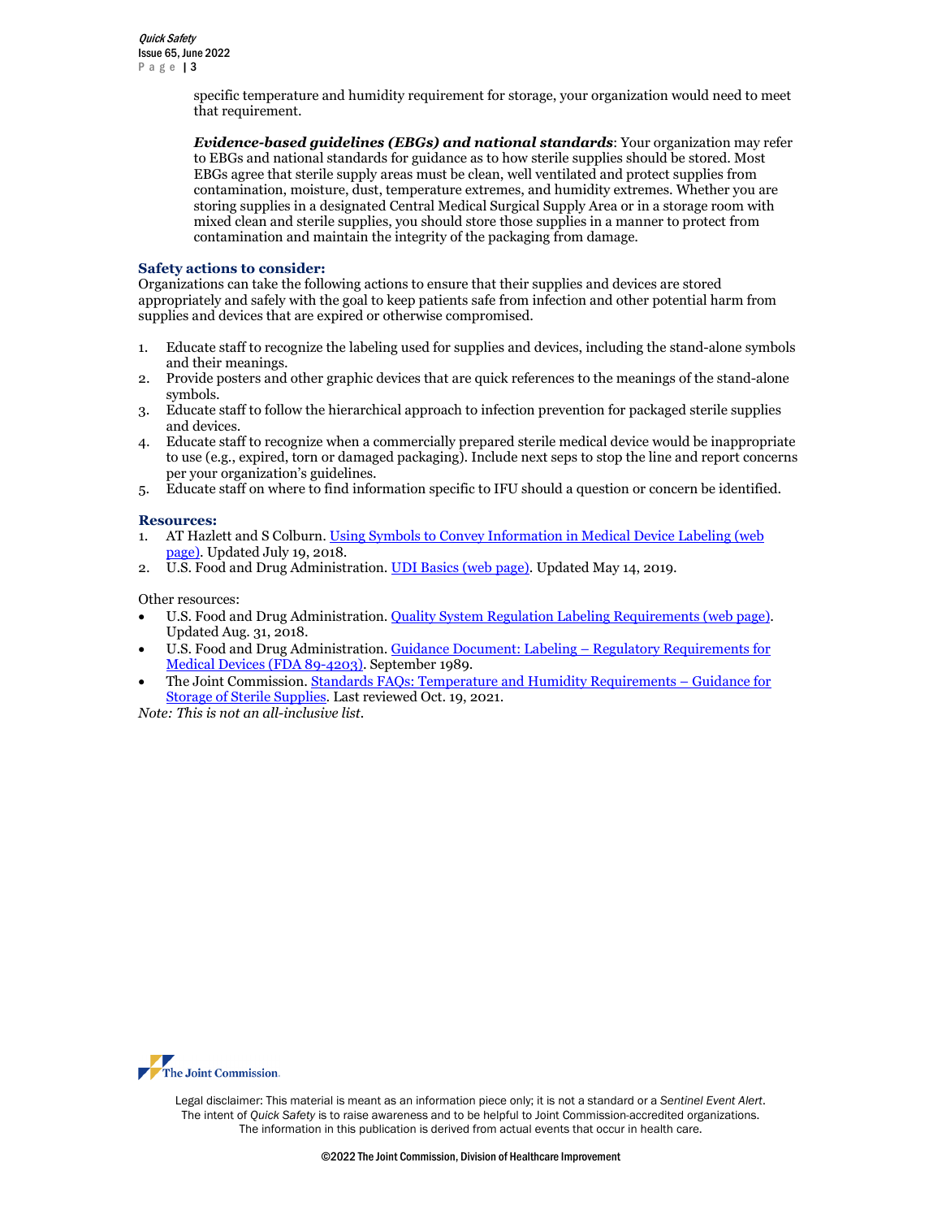specific temperature and humidity requirement for storage, your organization would need to meet that requirement.

***Evidence-based guidelines (EBGs) and national standards***: Your organization may refer to EBGs and national standards for guidance as to how sterile supplies should be stored. Most EBGs agree that sterile supply areas must be clean, well ventilated and protect supplies from contamination, moisture, dust, temperature extremes, and humidity extremes. Whether you are storing supplies in a designated Central Medical Surgical Supply Area or in a storage room with mixed clean and sterile supplies, you should store those supplies in a manner to protect from contamination and maintain the integrity of the packaging from damage.

### Safety actions to consider:

Organizations can take the following actions to ensure that their supplies and devices are stored appropriately and safely with the goal to keep patients safe from infection and other potential harm from supplies and devices that are expired or otherwise compromised.

1. Educate staff to recognize the labeling used for supplies and devices, including the stand-alone symbols and their meanings.
2. Provide posters and other graphic devices that are quick references to the meanings of the stand-alone symbols.
3. Educate staff to follow the hierarchical approach to infection prevention for packaged sterile supplies and devices.
4. Educate staff to recognize when a commercially prepared sterile medical device would be inappropriate to use (e.g., expired, torn or damaged packaging). Include next seps to stop the line and report concerns per your organization's guidelines.
5. Educate staff on where to find information specific to IFU should a question or concern be identified.

### Resources:

1. AT Hazlett and S Colburn. Using Symbols to Convey Information in Medical Device Labeling (web page). Updated July 19, 2018.
2. U.S. Food and Drug Administration. UDI Basics (web page). Updated May 14, 2019.

Other resources:

- U.S. Food and Drug Administration. Quality System Regulation Labeling Requirements (web page). Updated Aug. 31, 2018.
- U.S. Food and Drug Administration. Guidance Document: Labeling – Regulatory Requirements for Medical Devices (FDA 89-4203). September 1989.
- The Joint Commission. Standards FAQs: Temperature and Humidity Requirements – Guidance for Storage of Sterile Supplies. Last reviewed Oct. 19, 2021.

*Note: This is not an all-inclusive list.*

The Joint Commission

Legal disclaimer: This material is meant as an information piece only; it is not a standard or a *Sentinel Event Alert*. The intent of *Quick Safety* is to raise awareness and to be helpful to Joint Commission-accredited organizations. The information in this publication is derived from actual events that occur in health care.

©2022 The Joint Commission, Division of Healthcare Improvement